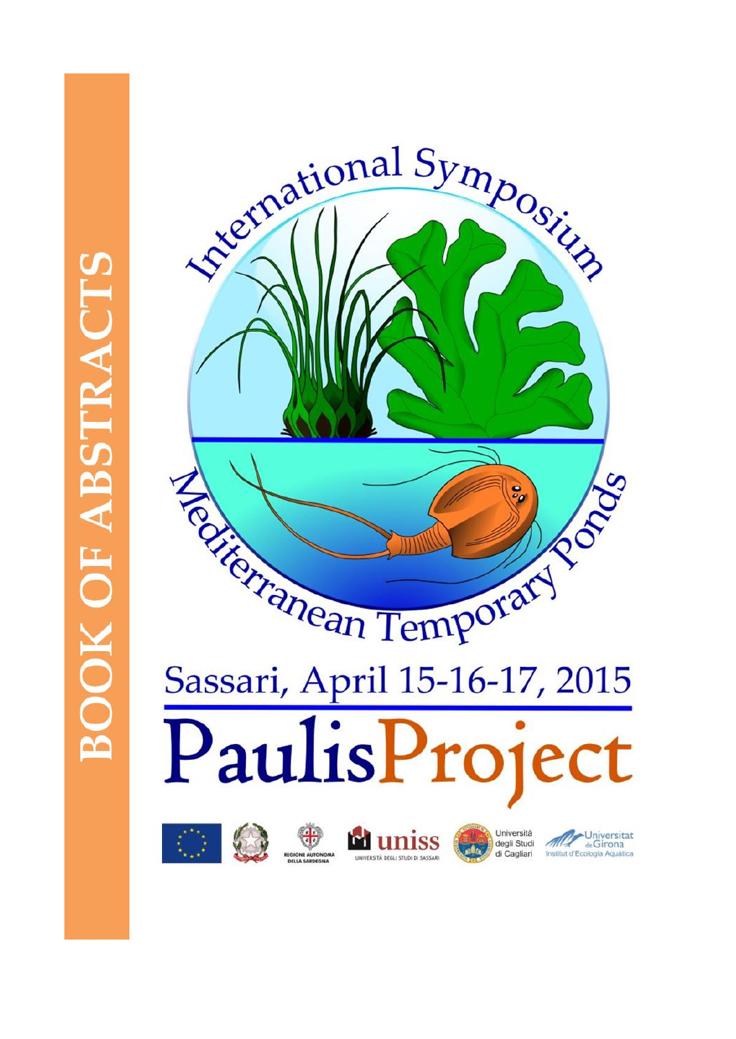# BOOK OF ABSTRACTS

# International Symposium Mediterranean Temporary Ponds

## Sassari, April 15-16-17, 2015

# PaulisProject

REGIONE AUTONOMA DELLA SARDEGNA

uniss UNIVERSITÀ DEGLI STUDI DI SASSARI

Università degli Studi di Cagliari

Universitat de Girona Institut d'Ecologia Aquàtica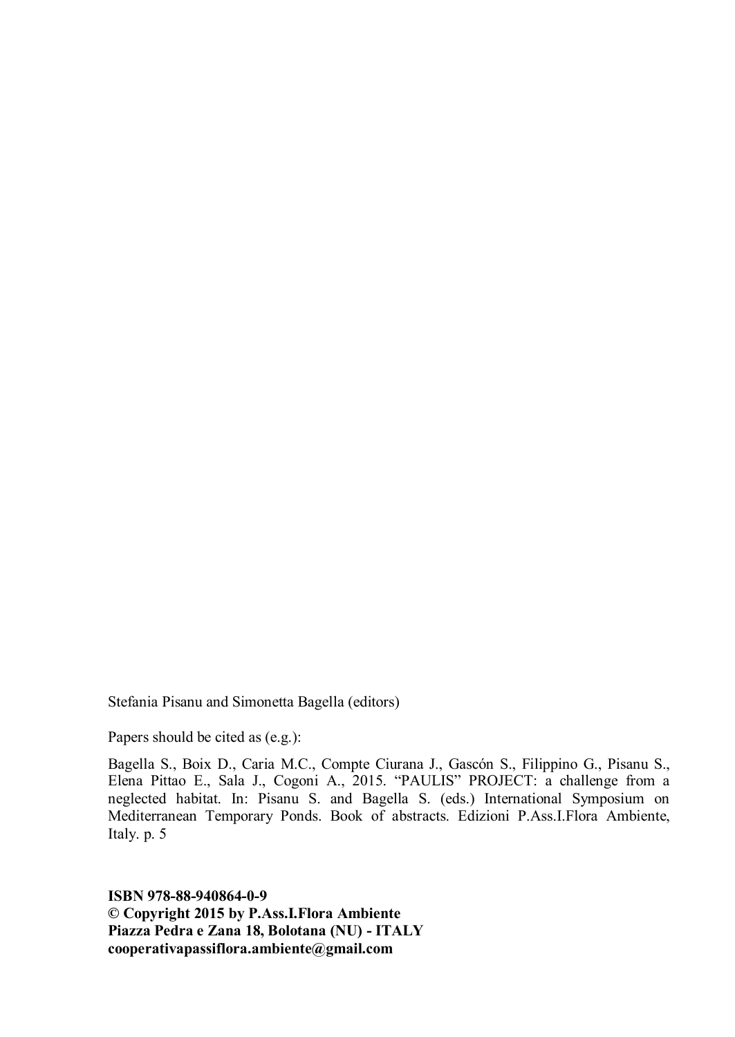Stefania Pisanu and Simonetta Bagella (editors)

Papers should be cited as (e.g.):

Bagella S., Boix D., Caria M.C., Compte Ciurana J., Gascón S., Filippino G., Pisanu S., Elena Pittao E., Sala J., Cogoni A., 2015. "PAULIS" PROJECT: a challenge from a neglected habitat. In: Pisanu S. and Bagella S. (eds.) International Symposium on Mediterranean Temporary Ponds. Book of abstracts. Edizioni P.Ass.I.Flora Ambiente, Italy. p. 5

**ISBN 978-88-940864-0-9**
**© Copyright 2015 by P.Ass.I.Flora Ambiente**
**Piazza Pedra e Zana 18, Bolotana (NU) - ITALY**
**cooperativapassiflora.ambiente@gmail.com**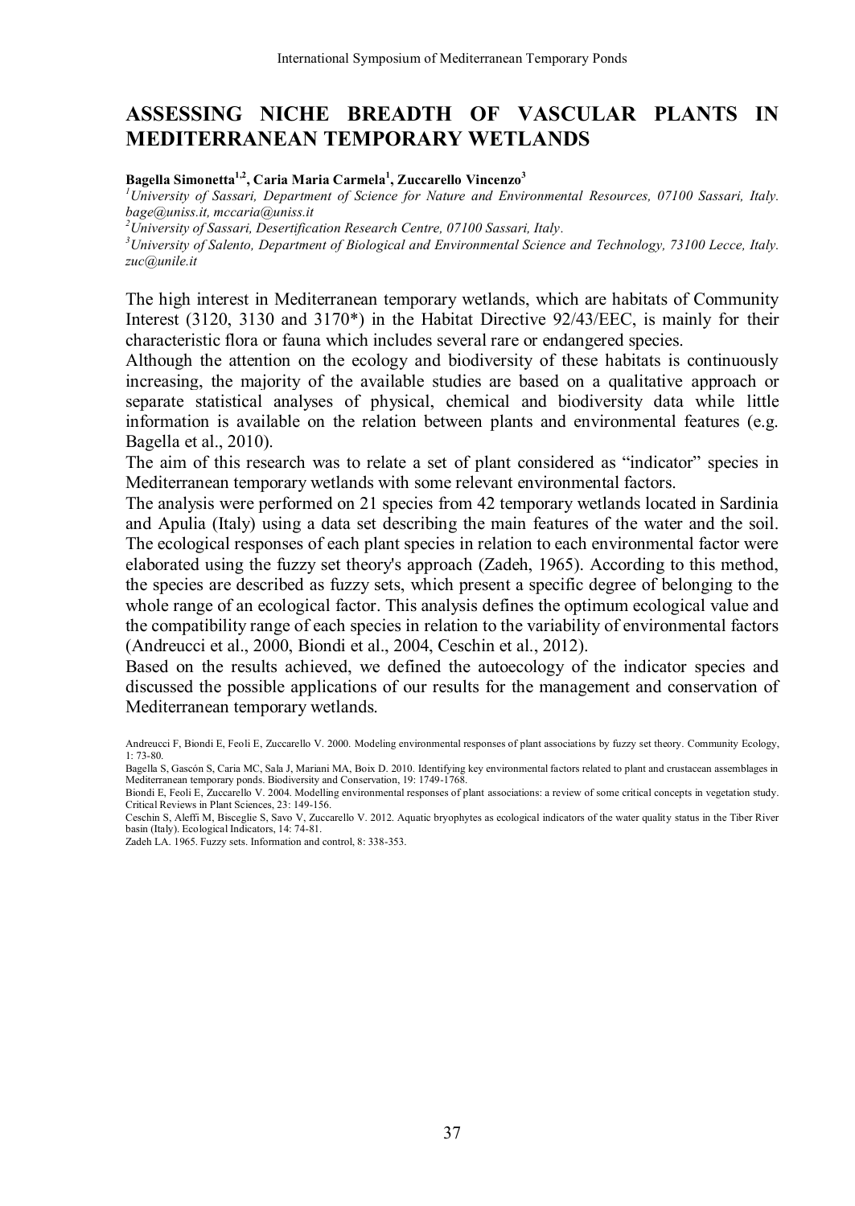# ASSESSING NICHE BREADTH OF VASCULAR PLANTS IN MEDITERRANEAN TEMPORARY WETLANDS

**Bagella Simonetta[1,2], Caria Maria Carmela[1], Zuccarello Vincenzo[3]**

[1]*University of Sassari, Department of Science for Nature and Environmental Resources, 07100 Sassari, Italy. bage@uniss.it, mccaria@uniss.it*

[2]*University of Sassari, Desertification Research Centre, 07100 Sassari, Italy.*

[3]*University of Salento, Department of Biological and Environmental Science and Technology, 73100 Lecce, Italy. zuc@unile.it*

The high interest in Mediterranean temporary wetlands, which are habitats of Community Interest (3120, 3130 and 3170*) in the Habitat Directive 92/43/EEC, is mainly for their characteristic flora or fauna which includes several rare or endangered species.

Although the attention on the ecology and biodiversity of these habitats is continuously increasing, the majority of the available studies are based on a qualitative approach or separate statistical analyses of physical, chemical and biodiversity data while little information is available on the relation between plants and environmental features (e.g. Bagella et al., 2010).

The aim of this research was to relate a set of plant considered as "indicator" species in Mediterranean temporary wetlands with some relevant environmental factors.

The analysis were performed on 21 species from 42 temporary wetlands located in Sardinia and Apulia (Italy) using a data set describing the main features of the water and the soil. The ecological responses of each plant species in relation to each environmental factor were elaborated using the fuzzy set theory's approach (Zadeh, 1965). According to this method, the species are described as fuzzy sets, which present a specific degree of belonging to the whole range of an ecological factor. This analysis defines the optimum ecological value and the compatibility range of each species in relation to the variability of environmental factors (Andreucci et al., 2000, Biondi et al., 2004, Ceschin et al., 2012).

Based on the results achieved, we defined the autoecology of the indicator species and discussed the possible applications of our results for the management and conservation of Mediterranean temporary wetlands.

Andreucci F, Biondi E, Feoli E, Zuccarello V. 2000. Modeling environmental responses of plant associations by fuzzy set theory. Community Ecology, 1: 73-80.

Bagella S, Gascón S, Caria MC, Sala J, Mariani MA, Boix D. 2010. Identifying key environmental factors related to plant and crustacean assemblages in Mediterranean temporary ponds. Biodiversity and Conservation, 19: 1749-1768.

Biondi E, Feoli E, Zuccarello V. 2004. Modelling environmental responses of plant associations: a review of some critical concepts in vegetation study. Critical Reviews in Plant Sciences, 23: 149-156.

Ceschin S, Aleffi M, Bisceglie S, Savo V, Zuccarello V. 2012. Aquatic bryophytes as ecological indicators of the water quality status in the Tiber River basin (Italy). Ecological Indicators, 14: 74-81.

Zadeh LA. 1965. Fuzzy sets. Information and control, 8: 338-353.